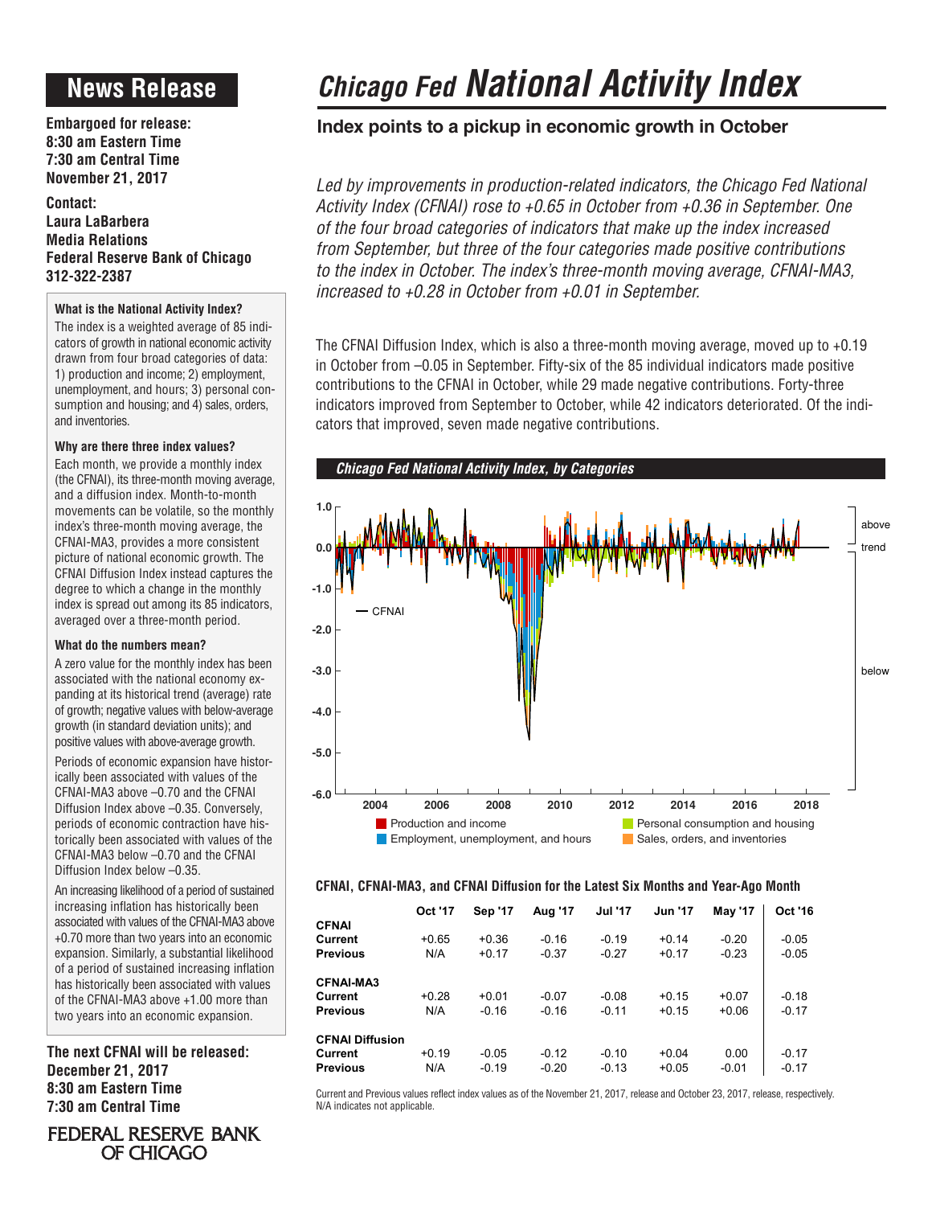# News Release

**Embargoed for release:**
**8:30 am Eastern Time**
**7:30 am Central Time**
**November 21, 2017**

**Contact:**
**Laura LaBarbera**
**Media Relations**
**Federal Reserve Bank of Chicago**
**312-322-2387**

### What is the National Activity Index?

The index is a weighted average of 85 indicators of growth in national economic activity drawn from four broad categories of data: 1) production and income; 2) employment, unemployment, and hours; 3) personal consumption and housing; and 4) sales, orders, and inventories.

### Why are there three index values?

Each month, we provide a monthly index (the CFNAI), its three-month moving average, and a diffusion index. Month-to-month movements can be volatile, so the monthly index's three-month moving average, the CFNAI-MA3, provides a more consistent picture of national economic growth. The CFNAI Diffusion Index instead captures the degree to which a change in the monthly index is spread out among its 85 indicators, averaged over a three-month period.

### What do the numbers mean?

A zero value for the monthly index has been associated with the national economy expanding at its historical trend (average) rate of growth; negative values with below-average growth (in standard deviation units); and positive values with above-average growth.

Periods of economic expansion have historically been associated with values of the CFNAI-MA3 above –0.70 and the CFNAI Diffusion Index above –0.35. Conversely, periods of economic contraction have historically been associated with values of the CFNAI-MA3 below –0.70 and the CFNAI Diffusion Index below –0.35.

An increasing likelihood of a period of sustained increasing inflation has historically been associated with values of the CFNAI-MA3 above +0.70 more than two years into an economic expansion. Similarly, a substantial likelihood of a period of sustained increasing inflation has historically been associated with values of the CFNAI-MA3 above +1.00 more than two years into an economic expansion.

**The next CFNAI will be released:**
**December 21, 2017**
**8:30 am Eastern Time**
**7:30 am Central Time**

FEDERAL RESERVE BANK OF CHICAGO

# *Chicago Fed* National Activity Index

## Index points to a pickup in economic growth in October

*Led by improvements in production-related indicators, the Chicago Fed National Activity Index (CFNAI) rose to +0.65 in October from +0.36 in September. One of the four broad categories of indicators that make up the index increased from September, but three of the four categories made positive contributions to the index in October. The index's three-month moving average, CFNAI-MA3, increased to +0.28 in October from +0.01 in September.*

The CFNAI Diffusion Index, which is also a three-month moving average, moved up to +0.19 in October from –0.05 in September. Fifty-six of the 85 individual indicators made positive contributions to the CFNAI in October, while 29 made negative contributions. Forty-three indicators improved from September to October, while 42 indicators deteriorated. Of the indicators that improved, seven made negative contributions.

***Chicago Fed National Activity Index, by Categories***

### CFNAI, CFNAI-MA3, and CFNAI Diffusion for the Latest Six Months and Year-Ago Month

| | Oct '17 | Sep '17 | Aug '17 | Jul '17 | Jun '17 | May '17 | Oct '16 |
|---|---|---|---|---|---|---|---|
| **CFNAI** | | | | | | | |
| **Current** | +0.65 | +0.36 | -0.16 | -0.19 | +0.14 | -0.20 | -0.05 |
| **Previous** | N/A | +0.17 | -0.37 | -0.27 | +0.17 | -0.23 | -0.05 |
| **CFNAI-MA3** | | | | | | | |
| **Current** | +0.28 | +0.01 | -0.07 | -0.08 | +0.15 | +0.07 | -0.18 |
| **Previous** | N/A | -0.16 | -0.16 | -0.11 | +0.15 | +0.06 | -0.17 |
| **CFNAI Diffusion** | | | | | | | |
| **Current** | +0.19 | -0.05 | -0.12 | -0.10 | +0.04 | 0.00 | -0.17 |
| **Previous** | N/A | -0.19 | -0.20 | -0.13 | +0.05 | -0.01 | -0.17 |

Current and Previous values reflect index values as of the November 21, 2017, release and October 23, 2017, release, respectively. N/A indicates not applicable.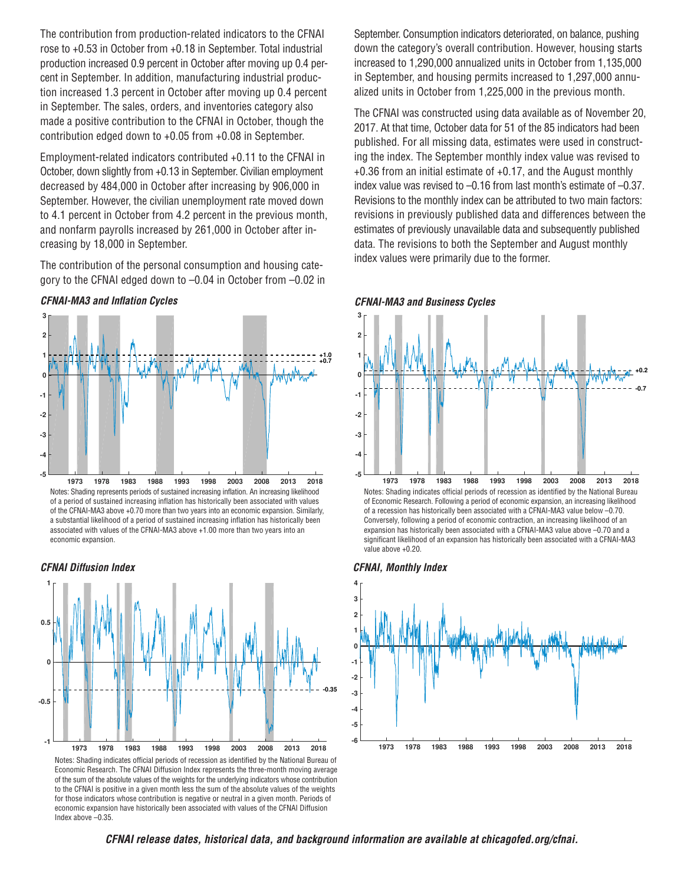The contribution from production-related indicators to the CFNAI rose to +0.53 in October from +0.18 in September. Total industrial production increased 0.9 percent in October after moving up 0.4 percent in September. In addition, manufacturing industrial production increased 1.3 percent in October after moving up 0.4 percent in September. The sales, orders, and inventories category also made a positive contribution to the CFNAI in October, though the contribution edged down to +0.05 from +0.08 in September.

Employment-related indicators contributed +0.11 to the CFNAI in October, down slightly from +0.13 in September. Civilian employment decreased by 484,000 in October after increasing by 906,000 in September. However, the civilian unemployment rate moved down to 4.1 percent in October from 4.2 percent in the previous month, and nonfarm payrolls increased by 261,000 in October after increasing by 18,000 in September.

The contribution of the personal consumption and housing category to the CFNAI edged down to –0.04 in October from –0.02 in September. Consumption indicators deteriorated, on balance, pushing down the category's overall contribution. However, housing starts increased to 1,290,000 annualized units in October from 1,135,000 in September, and housing permits increased to 1,297,000 annualized units in October from 1,225,000 in the previous month.

The CFNAI was constructed using data available as of November 20, 2017. At that time, October data for 51 of the 85 indicators had been published. For all missing data, estimates were used in constructing the index. The September monthly index value was revised to +0.36 from an initial estimate of +0.17, and the August monthly index value was revised to –0.16 from last month's estimate of –0.37. Revisions to the monthly index can be attributed to two main factors: revisions in previously published data and differences between the estimates of previously unavailable data and subsequently published data. The revisions to both the September and August monthly index values were primarily due to the former.

***CFNAI-MA3 and Inflation Cycles***

3
2
1
0
-1
-2
-3
-4
-5
+1.0
+0.7
1973 1978 1983 1988 1993 1998 2003 2008 2013 2018

Notes: Shading represents periods of sustained increasing inflation. An increasing likelihood of a period of sustained increasing inflation has historically been associated with values of the CFNAI-MA3 above +0.70 more than two years into an economic expansion. Similarly, a substantial likelihood of a period of sustained increasing inflation has historically been associated with values of the CFNAI-MA3 above +1.00 more than two years into an economic expansion.

***CFNAI-MA3 and Business Cycles***

3
2
1
0
-1
-2
-3
-4
-5
+0.2
-0.7
1973 1978 1983 1988 1993 1998 2003 2008 2013 2018

Notes: Shading indicates official periods of recession as identified by the National Bureau of Economic Research. Following a period of economic expansion, an increasing likelihood of a recession has historically been associated with a CFNAI-MA3 value below –0.70. Conversely, following a period of economic contraction, an increasing likelihood of an expansion has historically been associated with a CFNAI-MA3 value above –0.70 and a significant likelihood of an expansion has historically been associated with a CFNAI-MA3 value above +0.20.

***CFNAI Diffusion Index***

1
0.5
0
-0.5
-1
-0.35
1973 1978 1983 1988 1993 1998 2003 2008 2013 2018

Notes: Shading indicates official periods of recession as identified by the National Bureau of Economic Research. The CFNAI Diffusion Index represents the three-month moving average of the sum of the absolute values of the weights for the underlying indicators whose contribution to the CFNAI is positive in a given month less the sum of the absolute values of the weights for those indicators whose contribution is negative or neutral in a given month. Periods of economic expansion have historically been associated with values of the CFNAI Diffusion Index above –0.35.

***CFNAI, Monthly Index***

4
3
2
1
0
-1
-2
-3
-4
-5
-6
1973 1978 1983 1988 1993 1998 2003 2008 2013 2018

***CFNAI release dates, historical data, and background information are available at chicagofed.org/cfnai.***